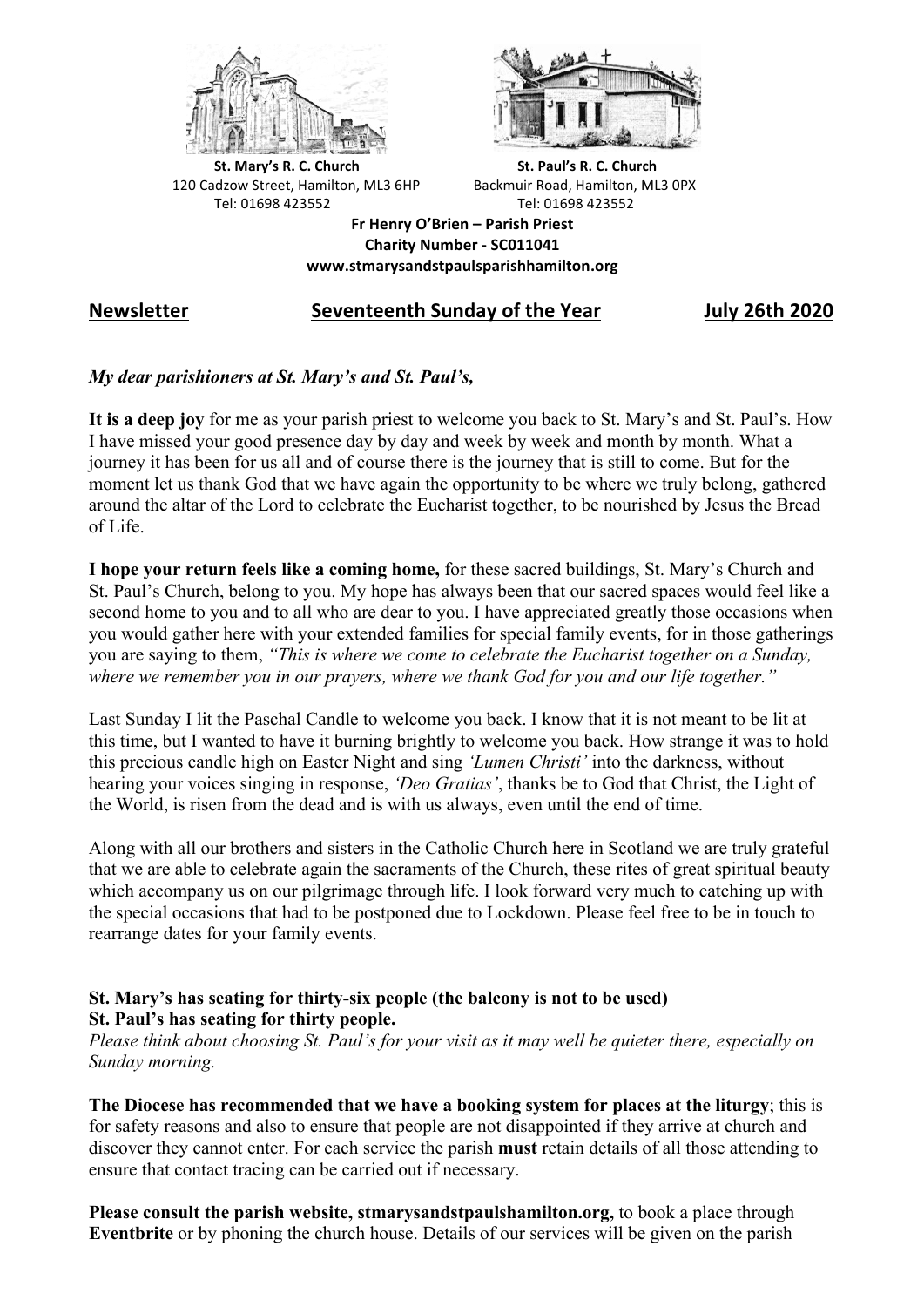**St. Mary's R. C. Church**
120 Cadzow Street, Hamilton, ML3 6HP
Tel: 01698 423552

**St. Paul's R. C. Church**
Backmuir Road, Hamilton, ML3 0PX
Tel: 01698 423552

**Fr Henry O'Brien – Parish Priest**
**Charity Number - SC011041**
**www.stmarysandstpaulsparishhamilton.org**

**Newsletter** **Seventeenth Sunday of the Year** **July 26th 2020**

***My dear parishioners at St. Mary's and St. Paul's,***

**It is a deep joy** for me as your parish priest to welcome you back to St. Mary's and St. Paul's. How I have missed your good presence day by day and week by week and month by month. What a journey it has been for us all and of course there is the journey that is still to come. But for the moment let us thank God that we have again the opportunity to be where we truly belong, gathered around the altar of the Lord to celebrate the Eucharist together, to be nourished by Jesus the Bread of Life.

**I hope your return feels like a coming home,** for these sacred buildings, St. Mary's Church and St. Paul's Church, belong to you. My hope has always been that our sacred spaces would feel like a second home to you and to all who are dear to you. I have appreciated greatly those occasions when you would gather here with your extended families for special family events, for in those gatherings you are saying to them, *"This is where we come to celebrate the Eucharist together on a Sunday, where we remember you in our prayers, where we thank God for you and our life together."*

Last Sunday I lit the Paschal Candle to welcome you back. I know that it is not meant to be lit at this time, but I wanted to have it burning brightly to welcome you back. How strange it was to hold this precious candle high on Easter Night and sing *'Lumen Christi'* into the darkness, without hearing your voices singing in response, *'Deo Gratias'*, thanks be to God that Christ, the Light of the World, is risen from the dead and is with us always, even until the end of time.

Along with all our brothers and sisters in the Catholic Church here in Scotland we are truly grateful that we are able to celebrate again the sacraments of the Church, these rites of great spiritual beauty which accompany us on our pilgrimage through life. I look forward very much to catching up with the special occasions that had to be postponed due to Lockdown. Please feel free to be in touch to rearrange dates for your family events.

**St. Mary's has seating for thirty-six people (the balcony is not to be used)**
**St. Paul's has seating for thirty people.**
*Please think about choosing St. Paul's for your visit as it may well be quieter there, especially on Sunday morning.*

**The Diocese has recommended that we have a booking system for places at the liturgy**; this is for safety reasons and also to ensure that people are not disappointed if they arrive at church and discover they cannot enter. For each service the parish **must** retain details of all those attending to ensure that contact tracing can be carried out if necessary.

**Please consult the parish website, stmarysandstpaulshamilton.org,** to book a place through **Eventbrite** or by phoning the church house. Details of our services will be given on the parish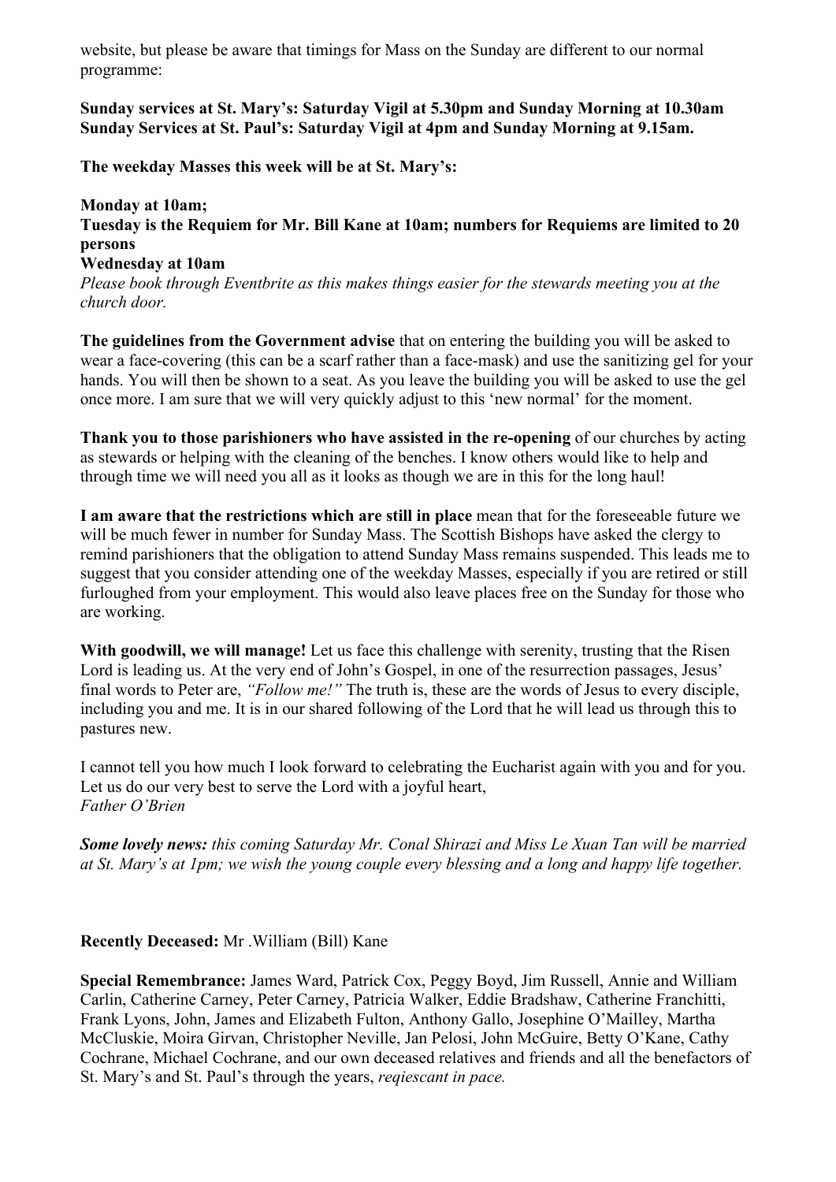website, but please be aware that timings for Mass on the Sunday are different to our normal programme:

**Sunday services at St. Mary's: Saturday Vigil at 5.30pm and Sunday Morning at 10.30am**
**Sunday Services at St. Paul's: Saturday Vigil at 4pm and Sunday Morning at 9.15am.**

**The weekday Masses this week will be at St. Mary's:**

**Monday at 10am;**
**Tuesday is the Requiem for Mr. Bill Kane at 10am; numbers for Requiems are limited to 20 persons**
**Wednesday at 10am**
*Please book through Eventbrite as this makes things easier for the stewards meeting you at the church door.*

**The guidelines from the Government advise** that on entering the building you will be asked to wear a face-covering (this can be a scarf rather than a face-mask) and use the sanitizing gel for your hands. You will then be shown to a seat. As you leave the building you will be asked to use the gel once more. I am sure that we will very quickly adjust to this 'new normal' for the moment.

**Thank you to those parishioners who have assisted in the re-opening** of our churches by acting as stewards or helping with the cleaning of the benches. I know others would like to help and through time we will need you all as it looks as though we are in this for the long haul!

**I am aware that the restrictions which are still in place** mean that for the foreseeable future we will be much fewer in number for Sunday Mass. The Scottish Bishops have asked the clergy to remind parishioners that the obligation to attend Sunday Mass remains suspended. This leads me to suggest that you consider attending one of the weekday Masses, especially if you are retired or still furloughed from your employment. This would also leave places free on the Sunday for those who are working.

**With goodwill, we will manage!** Let us face this challenge with serenity, trusting that the Risen Lord is leading us. At the very end of John's Gospel, in one of the resurrection passages, Jesus' final words to Peter are, *"Follow me!"* The truth is, these are the words of Jesus to every disciple, including you and me. It is in our shared following of the Lord that he will lead us through this to pastures new.

I cannot tell you how much I look forward to celebrating the Eucharist again with you and for you. Let us do our very best to serve the Lord with a joyful heart,
*Father O'Brien*

***Some lovely news:*** *this coming Saturday Mr. Conal Shirazi and Miss Le Xuan Tan will be married at St. Mary's at 1pm; we wish the young couple every blessing and a long and happy life together.*

**Recently Deceased:** Mr .William (Bill) Kane

**Special Remembrance:** James Ward, Patrick Cox, Peggy Boyd, Jim Russell, Annie and William Carlin, Catherine Carney, Peter Carney, Patricia Walker, Eddie Bradshaw, Catherine Franchitti, Frank Lyons, John, James and Elizabeth Fulton, Anthony Gallo, Josephine O'Mailley, Martha McCluskie, Moira Girvan, Christopher Neville, Jan Pelosi, John McGuire, Betty O'Kane, Cathy Cochrane, Michael Cochrane, and our own deceased relatives and friends and all the benefactors of St. Mary's and St. Paul's through the years, *reqiescant in pace.*